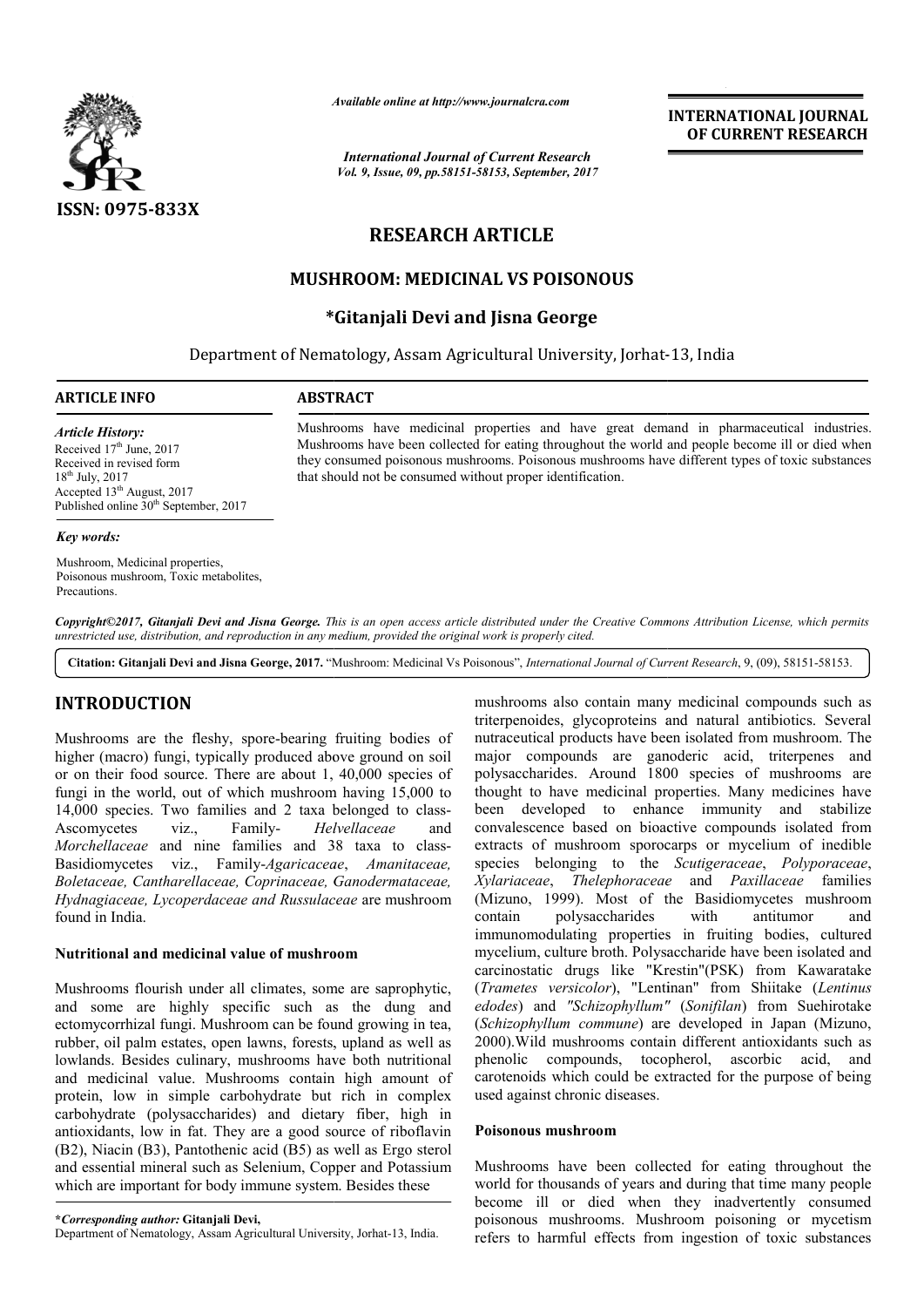# RESEARCH ARTICLE

## MUSHROOM: MEDICINAL VS POISONOUS

### *Gitanjali Devi and Jisna George

Department of Nematology, Assam Agricultural University, Jorhat-13, India

**ARTICLE INFO**

*Article History:*
Received 17th June, 2017
Received in revised form
18th July, 2017
Accepted 13th August, 2017
Published online 30th September, 2017

*Key words:*

Mushroom, Medicinal properties, Poisonous mushroom, Toxic metabolites, Precautions.

**ABSTRACT**

Mushrooms have medicinal properties and have great demand in pharmaceutical industries. Mushrooms have been collected for eating throughout the world and people become ill or died when they consumed poisonous mushrooms. Poisonous mushrooms have different types of toxic substances that should not be consumed without proper identification.

*Copyright©2017, Gitanjali Devi and Jisna George. This is an open access article distributed under the Creative Commons Attribution License, which permits unrestricted use, distribution, and reproduction in any medium, provided the original work is properly cited.*

**Citation: Gitanjali Devi and Jisna George, 2017.** "Mushroom: Medicinal Vs Poisonous", *International Journal of Current Research*, 9, (09), 58151-58153.

## INTRODUCTION

Mushrooms are the fleshy, spore-bearing fruiting bodies of higher (macro) fungi, typically produced above ground on soil or on their food source. There are about 1, 40,000 species of fungi in the world, out of which mushroom having 15,000 to 14,000 species. Two families and 2 taxa belonged to class-Ascomycetes viz., Family- *Helvellaceae* and *Morchellaceae* and nine families and 38 taxa to class-Basidiomycetes viz., Family-*Agaricaceae*, *Amanitaceae, Boletaceae, Cantharellaceae, Coprinaceae, Ganodermataceae, Hydnagiaceae, Lycoperdaceae and Russulaceae* are mushroom found in India.

### Nutritional and medicinal value of mushroom

Mushrooms flourish under all climates, some are saprophytic, and some are highly specific such as the dung and ectomycorrhizal fungi. Mushroom can be found growing in tea, rubber, oil palm estates, open lawns, forests, upland as well as lowlands. Besides culinary, mushrooms have both nutritional and medicinal value. Mushrooms contain high amount of protein, low in simple carbohydrate but rich in complex carbohydrate (polysaccharides) and dietary fiber, high in antioxidants, low in fat. They are a good source of riboflavin (B2), Niacin (B3), Pantothenic acid (B5) as well as Ergo sterol and essential mineral such as Selenium, Copper and Potassium which are important for body immune system. Besides these mushrooms also contain many medicinal compounds such as triterpenoides, glycoproteins and natural antibiotics. Several nutraceutical products have been isolated from mushroom. The major compounds are ganoderic acid, triterpenes and polysaccharides. Around 1800 species of mushrooms are thought to have medicinal properties. Many medicines have been developed to enhance immunity and stabilize convalescence based on bioactive compounds isolated from extracts of mushroom sporocarps or mycelium of inedible species belonging to the *Scutigeraceae*, *Polyporaceae*, *Xylariaceae*, *Thelephoraceae* and *Paxillaceae* families (Mizuno, 1999). Most of the Basidiomycetes mushroom contain polysaccharides with antitumor and immunomodulating properties in fruiting bodies, cultured mycelium, culture broth. Polysaccharide have been isolated and carcinostatic drugs like "Krestin"(PSK) from Kawaratake (*Trametes versicolor*), "Lentinan" from Shiitake (*Lentinus edodes*) and *"Schizophyllum"* (*Sonifilan*) from Suehirotake (*Schizophyllum commune*) are developed in Japan (Mizuno, 2000).Wild mushrooms contain different antioxidants such as phenolic compounds, tocopherol, ascorbic acid, and carotenoids which could be extracted for the purpose of being used against chronic diseases.

### Poisonous mushroom

Mushrooms have been collected for eating throughout the world for thousands of years and during that time many people become ill or died when they inadvertently consumed poisonous mushrooms. Mushroom poisoning or mycetism refers to harmful effects from ingestion of toxic substances

***Corresponding author:** Gitanjali Devi,
Department of Nematology, Assam Agricultural University, Jorhat-13, India.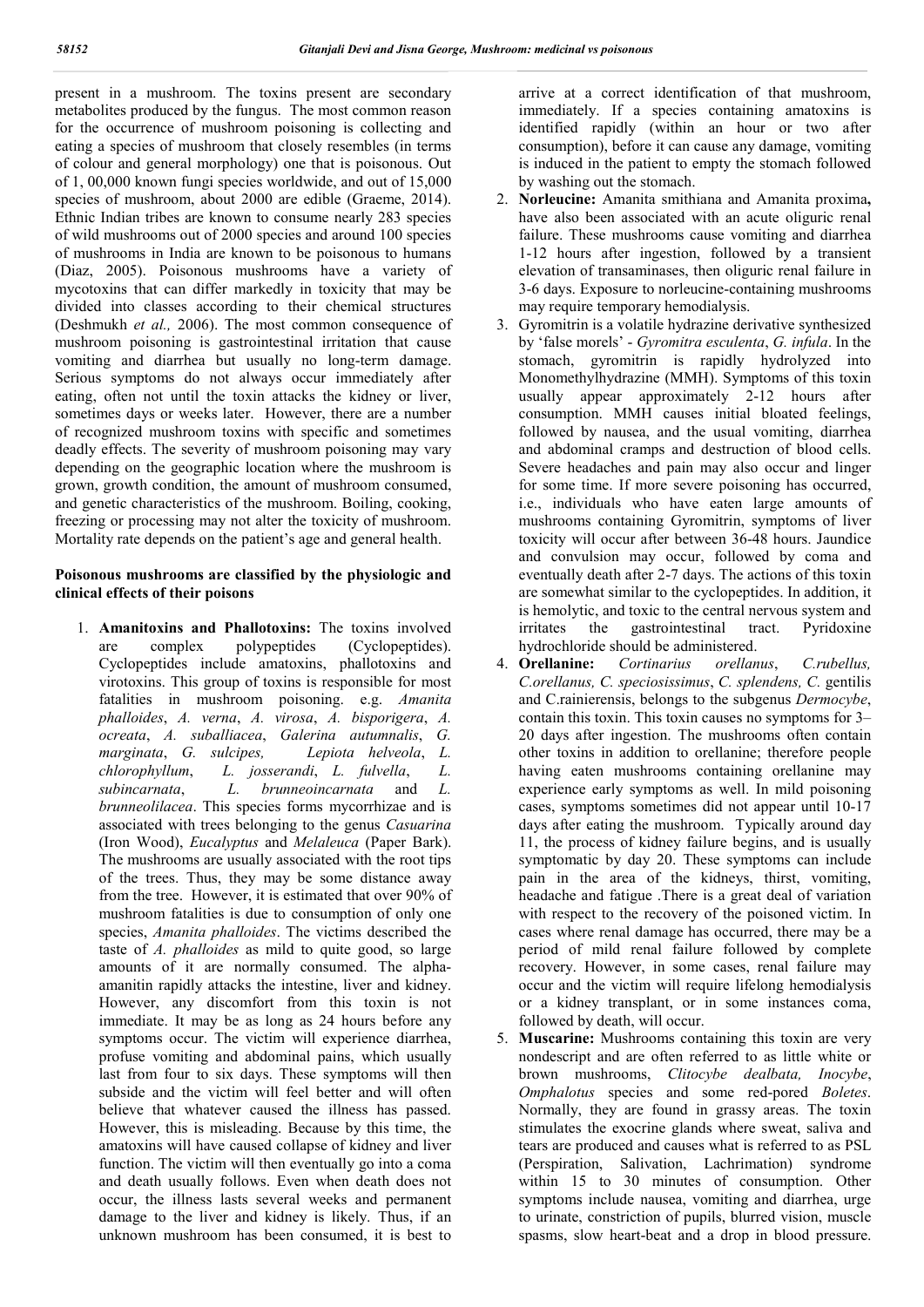present in a mushroom. The toxins present are secondary metabolites produced by the fungus. The most common reason for the occurrence of mushroom poisoning is collecting and eating a species of mushroom that closely resembles (in terms of colour and general morphology) one that is poisonous. Out of 1, 00,000 known fungi species worldwide, and out of 15,000 species of mushroom, about 2000 are edible (Graeme, 2014). Ethnic Indian tribes are known to consume nearly 283 species of wild mushrooms out of 2000 species and around 100 species of mushrooms in India are known to be poisonous to humans (Diaz, 2005). Poisonous mushrooms have a variety of mycotoxins that can differ markedly in toxicity that may be divided into classes according to their chemical structures (Deshmukh *et al.,* 2006). The most common consequence of mushroom poisoning is gastrointestinal irritation that cause vomiting and diarrhea but usually no long-term damage. Serious symptoms do not always occur immediately after eating, often not until the toxin attacks the kidney or liver, sometimes days or weeks later. However, there are a number of recognized mushroom toxins with specific and sometimes deadly effects. The severity of mushroom poisoning may vary depending on the geographic location where the mushroom is grown, growth condition, the amount of mushroom consumed, and genetic characteristics of the mushroom. Boiling, cooking, freezing or processing may not alter the toxicity of mushroom. Mortality rate depends on the patient's age and general health.

**Poisonous mushrooms are classified by the physiologic and clinical effects of their poisons**

1. **Amanitoxins and Phallotoxins:** The toxins involved are complex polypeptides (Cyclopeptides). Cyclopeptides include amatoxins, phallotoxins and virotoxins. This group of toxins is responsible for most fatalities in mushroom poisoning. e.g. *Amanita phalloides*, *A. verna*, *A. virosa*, *A. bisporigera*, *A. ocreata*, *A. suballiacea*, *Galerina autumnalis*, *G. marginata*, *G. sulcipes,* *Lepiota helveola*, *L. chlorophyllum*, *L. josserandi*, *L. fulvella*, *L. subincarnata*, *L. brunneoincarnata* and *L. brunneolilacea*. This species forms mycorrhizae and is associated with trees belonging to the genus *Casuarina* (Iron Wood), *Eucalyptus* and *Melaleuca* (Paper Bark). The mushrooms are usually associated with the root tips of the trees. Thus, they may be some distance away from the tree. However, it is estimated that over 90% of mushroom fatalities is due to consumption of only one species, *Amanita phalloides*. The victims described the taste of *A. phalloides* as mild to quite good, so large amounts of it are normally consumed. The alpha-amanitin rapidly attacks the intestine, liver and kidney. However, any discomfort from this toxin is not immediate. It may be as long as 24 hours before any symptoms occur. The victim will experience diarrhea, profuse vomiting and abdominal pains, which usually last from four to six days. These symptoms will then subside and the victim will feel better and will often believe that whatever caused the illness has passed. However, this is misleading. Because by this time, the amatoxins will have caused collapse of kidney and liver function. The victim will then eventually go into a coma and death usually follows. Even when death does not occur, the illness lasts several weeks and permanent damage to the liver and kidney is likely. Thus, if an unknown mushroom has been consumed, it is best to arrive at a correct identification of that mushroom, immediately. If a species containing amatoxins is identified rapidly (within an hour or two after consumption), before it can cause any damage, vomiting is induced in the patient to empty the stomach followed by washing out the stomach.
2. **Norleucine:** Amanita smithiana and Amanita proxima**,** have also been associated with an acute oliguric renal failure. These mushrooms cause vomiting and diarrhea 1-12 hours after ingestion, followed by a transient elevation of transaminases, then oliguric renal failure in 3-6 days. Exposure to norleucine-containing mushrooms may require temporary hemodialysis.
3. Gyromitrin is a volatile hydrazine derivative synthesized by 'false morels' - *Gyromitra esculenta*, *G. infula*. In the stomach, gyromitrin is rapidly hydrolyzed into Monomethylhydrazine (MMH). Symptoms of this toxin usually appear approximately 2-12 hours after consumption. MMH causes initial bloated feelings, followed by nausea, and the usual vomiting, diarrhea and abdominal cramps and destruction of blood cells. Severe headaches and pain may also occur and linger for some time. If more severe poisoning has occurred, i.e., individuals who have eaten large amounts of mushrooms containing Gyromitrin, symptoms of liver toxicity will occur after between 36-48 hours. Jaundice and convulsion may occur, followed by coma and eventually death after 2-7 days. The actions of this toxin are somewhat similar to the cyclopeptides. In addition, it is hemolytic, and toxic to the central nervous system and irritates the gastrointestinal tract. Pyridoxine hydrochloride should be administered.
4. **Orellanine:** *Cortinarius orellanus*, *C.rubellus, C.orellanus, C. speciosissimus*, *C. splendens, C.* gentilis and C.rainierensis, belongs to the subgenus *Dermocybe*, contain this toxin. This toxin causes no symptoms for 3–20 days after ingestion. The mushrooms often contain other toxins in addition to orellanine; therefore people having eaten mushrooms containing orellanine may experience early symptoms as well. In mild poisoning cases, symptoms sometimes did not appear until 10-17 days after eating the mushroom. Typically around day 11, the process of kidney failure begins, and is usually symptomatic by day 20. These symptoms can include pain in the area of the kidneys, thirst, vomiting, headache and fatigue .There is a great deal of variation with respect to the recovery of the poisoned victim. In cases where renal damage has occurred, there may be a period of mild renal failure followed by complete recovery. However, in some cases, renal failure may occur and the victim will require lifelong hemodialysis or a kidney transplant, or in some instances coma, followed by death, will occur.
5. **Muscarine:** Mushrooms containing this toxin are very nondescript and are often referred to as little white or brown mushrooms, *Clitocybe dealbata, Inocybe*, *Omphalotus* species and some red-pored *Boletes*. Normally, they are found in grassy areas. The toxin stimulates the exocrine glands where sweat, saliva and tears are produced and causes what is referred to as PSL (Perspiration, Salivation, Lachrimation) syndrome within 15 to 30 minutes of consumption. Other symptoms include nausea, vomiting and diarrhea, urge to urinate, constriction of pupils, blurred vision, muscle spasms, slow heart-beat and a drop in blood pressure.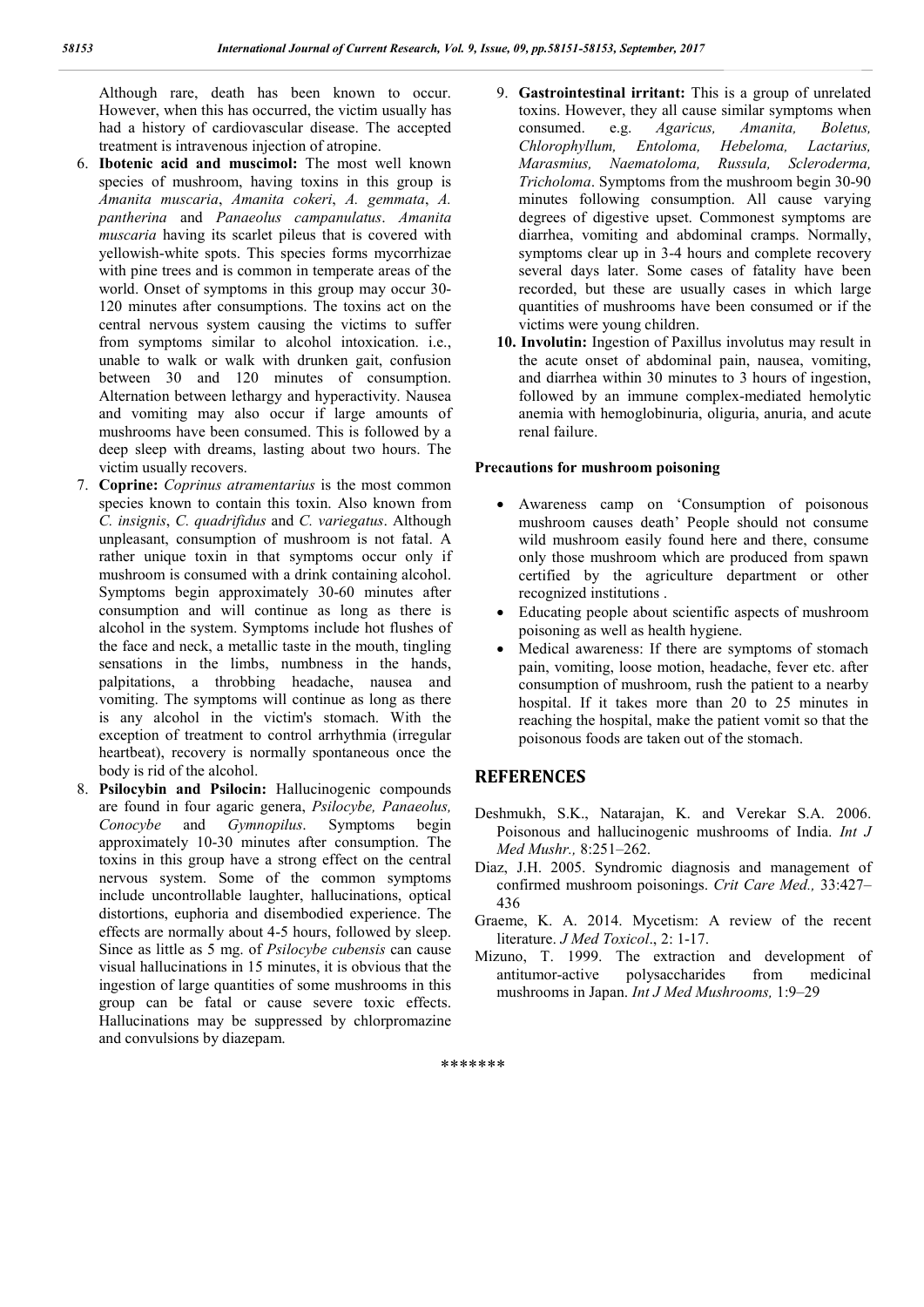Although rare, death has been known to occur. However, when this has occurred, the victim usually has had a history of cardiovascular disease. The accepted treatment is intravenous injection of atropine.

6. **Ibotenic acid and muscimol:** The most well known species of mushroom, having toxins in this group is *Amanita muscaria*, *Amanita cokeri*, *A. gemmata*, *A. pantherina* and *Panaeolus campanulatus*. *Amanita muscaria* having its scarlet pileus that is covered with yellowish-white spots. This species forms mycorrhizae with pine trees and is common in temperate areas of the world. Onset of symptoms in this group may occur 30-120 minutes after consumptions. The toxins act on the central nervous system causing the victims to suffer from symptoms similar to alcohol intoxication. i.e., unable to walk or walk with drunken gait, confusion between 30 and 120 minutes of consumption. Alternation between lethargy and hyperactivity. Nausea and vomiting may also occur if large amounts of mushrooms have been consumed. This is followed by a deep sleep with dreams, lasting about two hours. The victim usually recovers.
7. **Coprine:** *Coprinus atramentarius* is the most common species known to contain this toxin. Also known from *C. insignis*, *C. quadrifidus* and *C. variegatus*. Although unpleasant, consumption of mushroom is not fatal. A rather unique toxin in that symptoms occur only if mushroom is consumed with a drink containing alcohol. Symptoms begin approximately 30-60 minutes after consumption and will continue as long as there is alcohol in the system. Symptoms include hot flushes of the face and neck, a metallic taste in the mouth, tingling sensations in the limbs, numbness in the hands, palpitations, a throbbing headache, nausea and vomiting. The symptoms will continue as long as there is any alcohol in the victim's stomach. With the exception of treatment to control arrhythmia (irregular heartbeat), recovery is normally spontaneous once the body is rid of the alcohol.
8. **Psilocybin and Psilocin:** Hallucinogenic compounds are found in four agaric genera, *Psilocybe, Panaeolus, Conocybe* and *Gymnopilus*. Symptoms begin approximately 10-30 minutes after consumption. The toxins in this group have a strong effect on the central nervous system. Some of the common symptoms include uncontrollable laughter, hallucinations, optical distortions, euphoria and disembodied experience. The effects are normally about 4-5 hours, followed by sleep. Since as little as 5 mg. of *Psilocybe cubensis* can cause visual hallucinations in 15 minutes, it is obvious that the ingestion of large quantities of some mushrooms in this group can be fatal or cause severe toxic effects. Hallucinations may be suppressed by chlorpromazine and convulsions by diazepam.
9. **Gastrointestinal irritant:** This is a group of unrelated toxins. However, they all cause similar symptoms when consumed. e.g. *Agaricus, Amanita, Boletus, Chlorophyllum, Entoloma, Hebeloma, Lactarius, Marasmius, Naematoloma, Russula, Scleroderma, Tricholoma*. Symptoms from the mushroom begin 30-90 minutes following consumption. All cause varying degrees of digestive upset. Commonest symptoms are diarrhea, vomiting and abdominal cramps. Normally, symptoms clear up in 3-4 hours and complete recovery several days later. Some cases of fatality have been recorded, but these are usually cases in which large quantities of mushrooms have been consumed or if the victims were young children.
10. **Involutin:** Ingestion of Paxillus involutus may result in the acute onset of abdominal pain, nausea, vomiting, and diarrhea within 30 minutes to 3 hours of ingestion, followed by an immune complex-mediated hemolytic anemia with hemoglobinuria, oliguria, anuria, and acute renal failure.

**Precautions for mushroom poisoning**

- Awareness camp on 'Consumption of poisonous mushroom causes death' People should not consume wild mushroom easily found here and there, consume only those mushroom which are produced from spawn certified by the agriculture department or other recognized institutions .
- Educating people about scientific aspects of mushroom poisoning as well as health hygiene.
- Medical awareness: If there are symptoms of stomach pain, vomiting, loose motion, headache, fever etc. after consumption of mushroom, rush the patient to a nearby hospital. If it takes more than 20 to 25 minutes in reaching the hospital, make the patient vomit so that the poisonous foods are taken out of the stomach.

## REFERENCES

Deshmukh, S.K., Natarajan, K. and Verekar S.A. 2006. Poisonous and hallucinogenic mushrooms of India. *Int J Med Mushr.,* 8:251–262.

Diaz, J.H. 2005. Syndromic diagnosis and management of confirmed mushroom poisonings. *Crit Care Med.,* 33:427–436

Graeme, K. A. 2014. Mycetism: A review of the recent literature. *J Med Toxicol*., 2: 1-17.

Mizuno, T. 1999. The extraction and development of antitumor-active polysaccharides from medicinal mushrooms in Japan. *Int J Med Mushrooms,* 1:9–29

\*\*\*\*\*\*\*